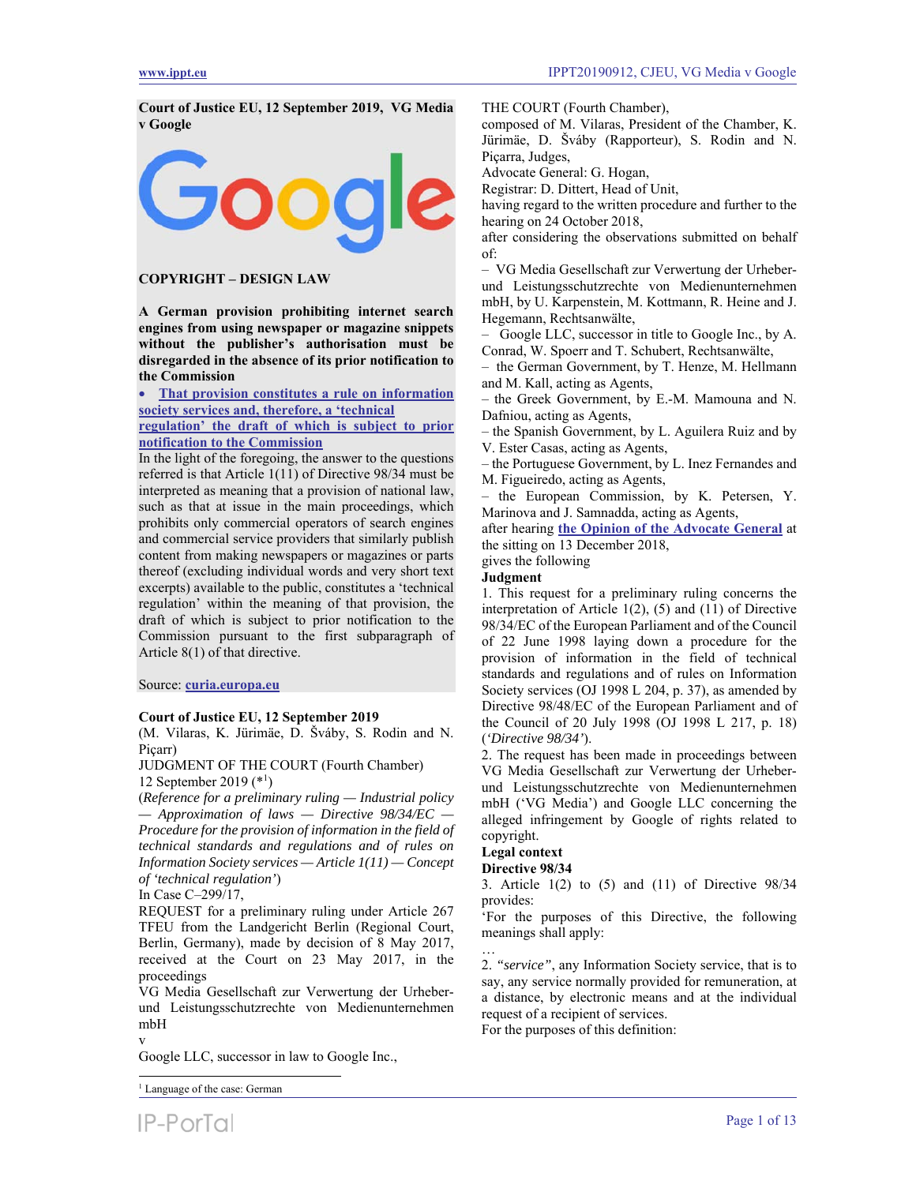**Court of Justice EU, 12 September 2019, VG Media v Google**

**COPYRIGHT – DESIGN LAW**

**A German provision prohibiting internet search engines from using newspaper or magazine snippets without the publisher's authorisation must be disregarded in the absence of its prior notification to the Commission**

- **That provision constitutes a rule on information society services and, therefore, a 'technical regulation' the draft of which is subject to prior notification to the Commission**

In the light of the foregoing, the answer to the questions referred is that Article 1(11) of Directive 98/34 must be interpreted as meaning that a provision of national law, such as that at issue in the main proceedings, which prohibits only commercial operators of search engines and commercial service providers that similarly publish content from making newspapers or magazines or parts thereof (excluding individual words and very short text excerpts) available to the public, constitutes a 'technical regulation' within the meaning of that provision, the draft of which is subject to prior notification to the Commission pursuant to the first subparagraph of Article 8(1) of that directive.

Source: **curia.europa.eu**

**Court of Justice EU, 12 September 2019**

(M. Vilaras, K. Jürimäe, D. Šváby, S. Rodin and N. Piçarr)

JUDGMENT OF THE COURT (Fourth Chamber)

12 September 2019 (*[1])

(*Reference for a preliminary ruling — Industrial policy — Approximation of laws — Directive 98/34/EC — Procedure for the provision of information in the field of technical standards and regulations and of rules on Information Society services — Article 1(11) — Concept of 'technical regulation'*)

In Case C–299/17,

REQUEST for a preliminary ruling under Article 267 TFEU from the Landgericht Berlin (Regional Court, Berlin, Germany), made by decision of 8 May 2017, received at the Court on 23 May 2017, in the proceedings

VG Media Gesellschaft zur Verwertung der Urheber- und Leistungsschutzrechte von Medienunternehmen mbH

v

Google LLC, successor in law to Google Inc.,

THE COURT (Fourth Chamber),

composed of M. Vilaras, President of the Chamber, K. Jürimäe, D. Šváby (Rapporteur), S. Rodin and N. Piçarra, Judges,

Advocate General: G. Hogan,

Registrar: D. Dittert, Head of Unit,

having regard to the written procedure and further to the hearing on 24 October 2018,

after considering the observations submitted on behalf of:

– VG Media Gesellschaft zur Verwertung der Urheber- und Leistungsschutzrechte von Medienunternehmen mbH, by U. Karpenstein, M. Kottmann, R. Heine and J. Hegemann, Rechtsanwälte,

– Google LLC, successor in title to Google Inc., by A. Conrad, W. Spoerr and T. Schubert, Rechtsanwälte,

– the German Government, by T. Henze, M. Hellmann and M. Kall, acting as Agents,

– the Greek Government, by E.-M. Mamouna and N. Dafniou, acting as Agents,

– the Spanish Government, by L. Aguilera Ruiz and by V. Ester Casas, acting as Agents,

– the Portuguese Government, by L. Inez Fernandes and M. Figueiredo, acting as Agents,

– the European Commission, by K. Petersen, Y. Marinova and J. Samnadda, acting as Agents,

after hearing **the Opinion of the Advocate General** at the sitting on 13 December 2018,

gives the following

**Judgment**

1. This request for a preliminary ruling concerns the interpretation of Article 1(2), (5) and (11) of Directive 98/34/EC of the European Parliament and of the Council of 22 June 1998 laying down a procedure for the provision of information in the field of technical standards and regulations and of rules on Information Society services (OJ 1998 L 204, p. 37), as amended by Directive 98/48/EC of the European Parliament and of the Council of 20 July 1998 (OJ 1998 L 217, p. 18) (*'Directive 98/34'*).

2. The request has been made in proceedings between VG Media Gesellschaft zur Verwertung der Urheber- und Leistungsschutzrechte von Medienunternehmen mbH ('VG Media') and Google LLC concerning the alleged infringement by Google of rights related to copyright.

**Legal context**

**Directive 98/34**

3. Article 1(2) to (5) and (11) of Directive 98/34 provides:

'For the purposes of this Directive, the following meanings shall apply:

…

2. *"service"*, any Information Society service, that is to say, any service normally provided for remuneration, at a distance, by electronic means and at the individual request of a recipient of services.

For the purposes of this definition:

[1] Language of the case: German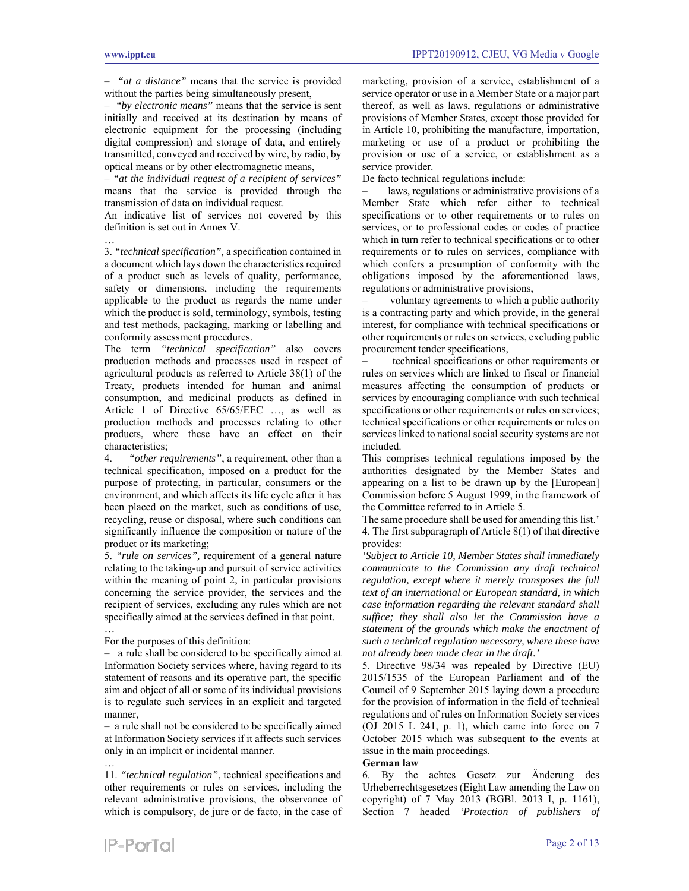– *"at a distance"* means that the service is provided without the parties being simultaneously present,

– *"by electronic means"* means that the service is sent initially and received at its destination by means of electronic equipment for the processing (including digital compression) and storage of data, and entirely transmitted, conveyed and received by wire, by radio, by optical means or by other electromagnetic means,

– *"at the individual request of a recipient of services"* means that the service is provided through the transmission of data on individual request.

An indicative list of services not covered by this definition is set out in Annex V.

…

3. *"technical specification",* a specification contained in a document which lays down the characteristics required of a product such as levels of quality, performance, safety or dimensions, including the requirements applicable to the product as regards the name under which the product is sold, terminology, symbols, testing and test methods, packaging, marking or labelling and conformity assessment procedures.

The term *"technical specification"* also covers production methods and processes used in respect of agricultural products as referred to Article 38(1) of the Treaty, products intended for human and animal consumption, and medicinal products as defined in Article 1 of Directive 65/65/EEC …, as well as production methods and processes relating to other products, where these have an effect on their characteristics;

4. *"other requirements"*, a requirement, other than a technical specification, imposed on a product for the purpose of protecting, in particular, consumers or the environment, and which affects its life cycle after it has been placed on the market, such as conditions of use, recycling, reuse or disposal, where such conditions can significantly influence the composition or nature of the product or its marketing;

5. *"rule on services",* requirement of a general nature relating to the taking-up and pursuit of service activities within the meaning of point 2, in particular provisions concerning the service provider, the services and the recipient of services, excluding any rules which are not specifically aimed at the services defined in that point.

…

For the purposes of this definition:

– a rule shall be considered to be specifically aimed at Information Society services where, having regard to its statement of reasons and its operative part, the specific aim and object of all or some of its individual provisions is to regulate such services in an explicit and targeted manner,

– a rule shall not be considered to be specifically aimed at Information Society services if it affects such services only in an implicit or incidental manner.

…

11. *"technical regulation"*, technical specifications and other requirements or rules on services, including the relevant administrative provisions, the observance of which is compulsory, de jure or de facto, in the case of marketing, provision of a service, establishment of a service operator or use in a Member State or a major part thereof, as well as laws, regulations or administrative provisions of Member States, except those provided for in Article 10, prohibiting the manufacture, importation, marketing or use of a product or prohibiting the provision or use of a service, or establishment as a service provider.

De facto technical regulations include:

– laws, regulations or administrative provisions of a Member State which refer either to technical specifications or to other requirements or to rules on services, or to professional codes or codes of practice which in turn refer to technical specifications or to other requirements or to rules on services, compliance with which confers a presumption of conformity with the obligations imposed by the aforementioned laws, regulations or administrative provisions,

– voluntary agreements to which a public authority is a contracting party and which provide, in the general interest, for compliance with technical specifications or other requirements or rules on services, excluding public procurement tender specifications,

– technical specifications or other requirements or rules on services which are linked to fiscal or financial measures affecting the consumption of products or services by encouraging compliance with such technical specifications or other requirements or rules on services; technical specifications or other requirements or rules on services linked to national social security systems are not included.

This comprises technical regulations imposed by the authorities designated by the Member States and appearing on a list to be drawn up by the [European] Commission before 5 August 1999, in the framework of the Committee referred to in Article 5.

The same procedure shall be used for amending this list.'

4. The first subparagraph of Article 8(1) of that directive provides:

*'Subject to Article 10, Member States shall immediately communicate to the Commission any draft technical regulation, except where it merely transposes the full text of an international or European standard, in which case information regarding the relevant standard shall suffice; they shall also let the Commission have a statement of the grounds which make the enactment of such a technical regulation necessary, where these have not already been made clear in the draft.'*

5. Directive 98/34 was repealed by Directive (EU) 2015/1535 of the European Parliament and of the Council of 9 September 2015 laying down a procedure for the provision of information in the field of technical regulations and of rules on Information Society services (OJ 2015 L 241, p. 1), which came into force on 7 October 2015 which was subsequent to the events at issue in the main proceedings.

**German law**

6. By the achtes Gesetz zur Änderung des Urheberrechtsgesetzes (Eight Law amending the Law on copyright) of 7 May 2013 (BGBl. 2013 I, p. 1161), Section 7 headed *'Protection of publishers of*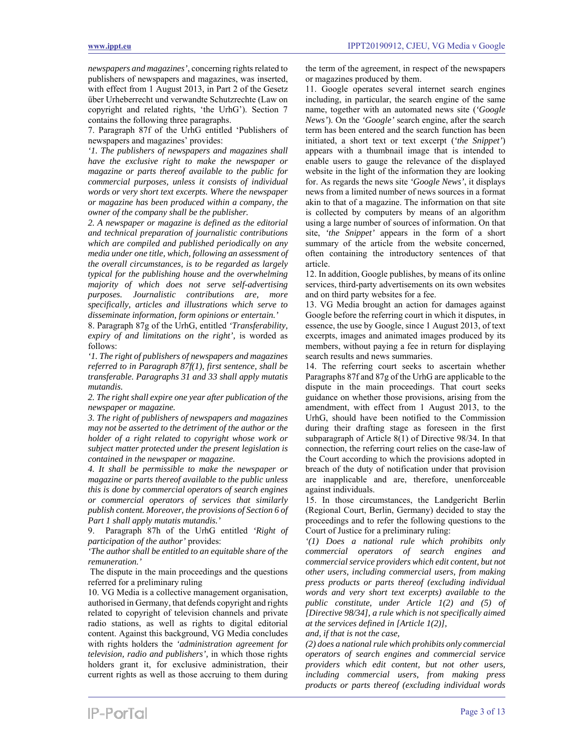*newspapers and magazines'*, concerning rights related to publishers of newspapers and magazines, was inserted, with effect from 1 August 2013, in Part 2 of the Gesetz über Urheberrecht und verwandte Schutzrechte (Law on copyright and related rights, 'the UrhG'). Section 7 contains the following three paragraphs.

7. Paragraph 87f of the UrhG entitled 'Publishers of newspapers and magazines' provides:

*'1. The publishers of newspapers and magazines shall have the exclusive right to make the newspaper or magazine or parts thereof available to the public for commercial purposes, unless it consists of individual words or very short text excerpts. Where the newspaper or magazine has been produced within a company, the owner of the company shall be the publisher.*

*2. A newspaper or magazine is defined as the editorial and technical preparation of journalistic contributions which are compiled and published periodically on any media under one title, which, following an assessment of the overall circumstances, is to be regarded as largely typical for the publishing house and the overwhelming majority of which does not serve self-advertising purposes. Journalistic contributions are, more specifically, articles and illustrations which serve to disseminate information, form opinions or entertain.'*

8. Paragraph 87g of the UrhG, entitled *'Transferability, expiry of and limitations on the right',* is worded as follows:

*'1. The right of publishers of newspapers and magazines referred to in Paragraph 87f(1), first sentence, shall be transferable. Paragraphs 31 and 33 shall apply mutatis mutandis.*

*2. The right shall expire one year after publication of the newspaper or magazine.*

*3. The right of publishers of newspapers and magazines may not be asserted to the detriment of the author or the holder of a right related to copyright whose work or subject matter protected under the present legislation is contained in the newspaper or magazine.*

*4. It shall be permissible to make the newspaper or magazine or parts thereof available to the public unless this is done by commercial operators of search engines or commercial operators of services that similarly publish content. Moreover, the provisions of Section 6 of Part 1 shall apply mutatis mutandis.'*

9. Paragraph 87h of the UrhG entitled *'Right of participation of the author'* provides:

*'The author shall be entitled to an equitable share of the remuneration.'*

The dispute in the main proceedings and the questions referred for a preliminary ruling

10. VG Media is a collective management organisation, authorised in Germany, that defends copyright and rights related to copyright of television channels and private radio stations, as well as rights to digital editorial content. Against this background, VG Media concludes with rights holders the *'administration agreement for television, radio and publishers',* in which those rights holders grant it, for exclusive administration, their current rights as well as those accruing to them during the term of the agreement, in respect of the newspapers or magazines produced by them.

11. Google operates several internet search engines including, in particular, the search engine of the same name, together with an automated news site (*'Google News'*). On the *'Google'* search engine, after the search term has been entered and the search function has been initiated, a short text or text excerpt (*'the Snippet'*) appears with a thumbnail image that is intended to enable users to gauge the relevance of the displayed website in the light of the information they are looking for. As regards the news site *'Google News'*, it displays news from a limited number of news sources in a format akin to that of a magazine. The information on that site is collected by computers by means of an algorithm using a large number of sources of information. On that site, *'the Snippet'* appears in the form of a short summary of the article from the website concerned, often containing the introductory sentences of that article.

12. In addition, Google publishes, by means of its online services, third-party advertisements on its own websites and on third party websites for a fee.

13. VG Media brought an action for damages against Google before the referring court in which it disputes, in essence, the use by Google, since 1 August 2013, of text excerpts, images and animated images produced by its members, without paying a fee in return for displaying search results and news summaries.

14. The referring court seeks to ascertain whether Paragraphs 87f and 87g of the UrhG are applicable to the dispute in the main proceedings. That court seeks guidance on whether those provisions, arising from the amendment, with effect from 1 August 2013, to the UrhG, should have been notified to the Commission during their drafting stage as foreseen in the first subparagraph of Article 8(1) of Directive 98/34. In that connection, the referring court relies on the case-law of the Court according to which the provisions adopted in breach of the duty of notification under that provision are inapplicable and are, therefore, unenforceable against individuals.

15. In those circumstances, the Landgericht Berlin (Regional Court, Berlin, Germany) decided to stay the proceedings and to refer the following questions to the Court of Justice for a preliminary ruling:

*'(1) Does a national rule which prohibits only commercial operators of search engines and commercial service providers which edit content, but not other users, including commercial users, from making press products or parts thereof (excluding individual words and very short text excerpts) available to the public constitute, under Article 1(2) and (5) of [Directive 98/34], a rule which is not specifically aimed at the services defined in [Article 1(2)],*

*and, if that is not the case,*

*(2) does a national rule which prohibits only commercial operators of search engines and commercial service providers which edit content, but not other users, including commercial users, from making press products or parts thereof (excluding individual words*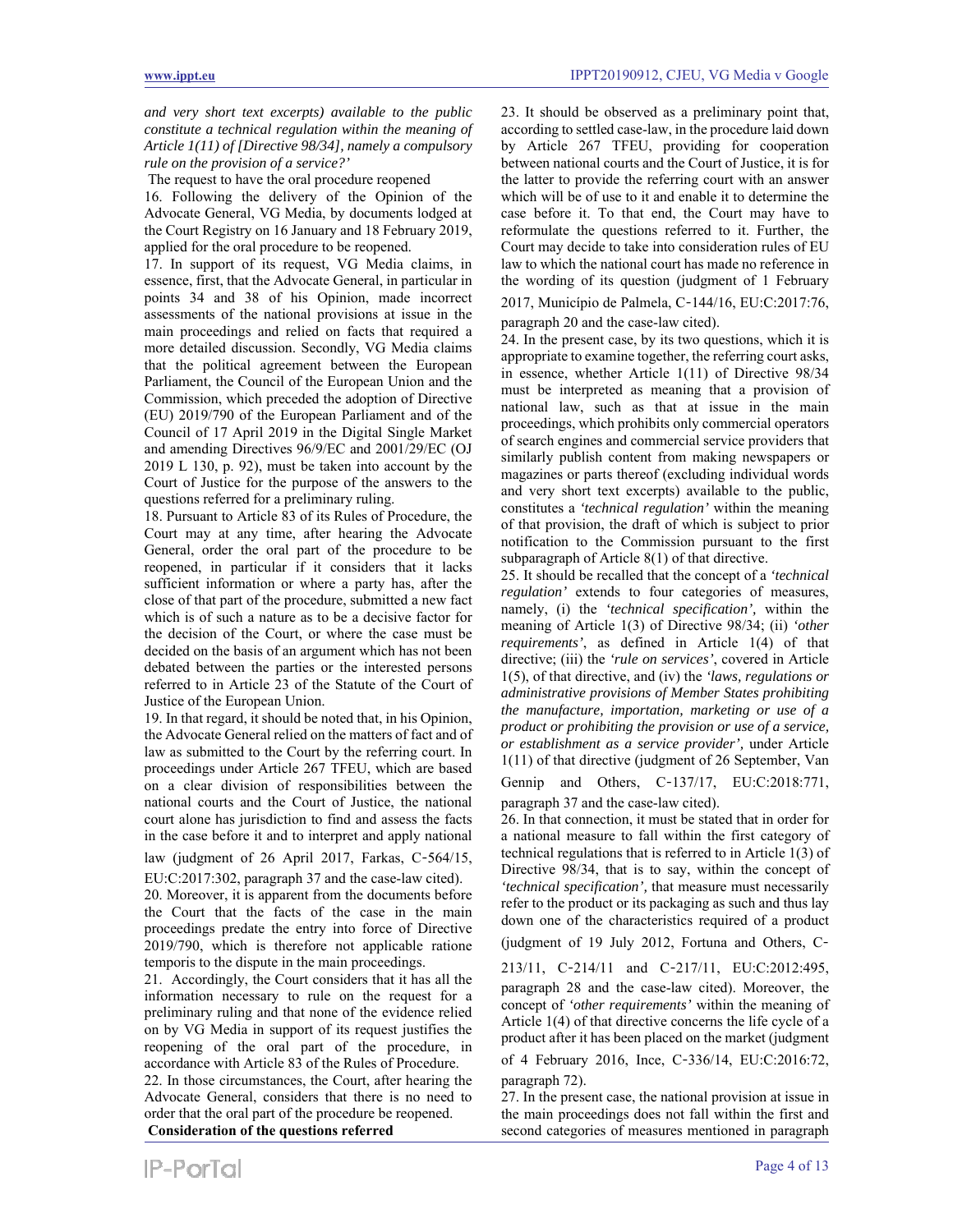*and very short text excerpts) available to the public constitute a technical regulation within the meaning of Article 1(11) of [Directive 98/34], namely a compulsory rule on the provision of a service?'*

The request to have the oral procedure reopened

16. Following the delivery of the Opinion of the Advocate General, VG Media, by documents lodged at the Court Registry on 16 January and 18 February 2019, applied for the oral procedure to be reopened.

17. In support of its request, VG Media claims, in essence, first, that the Advocate General, in particular in points 34 and 38 of his Opinion, made incorrect assessments of the national provisions at issue in the main proceedings and relied on facts that required a more detailed discussion. Secondly, VG Media claims that the political agreement between the European Parliament, the Council of the European Union and the Commission, which preceded the adoption of Directive (EU) 2019/790 of the European Parliament and of the Council of 17 April 2019 in the Digital Single Market and amending Directives 96/9/EC and 2001/29/EC (OJ 2019 L 130, p. 92), must be taken into account by the Court of Justice for the purpose of the answers to the questions referred for a preliminary ruling.

18. Pursuant to Article 83 of its Rules of Procedure, the Court may at any time, after hearing the Advocate General, order the oral part of the procedure to be reopened, in particular if it considers that it lacks sufficient information or where a party has, after the close of that part of the procedure, submitted a new fact which is of such a nature as to be a decisive factor for the decision of the Court, or where the case must be decided on the basis of an argument which has not been debated between the parties or the interested persons referred to in Article 23 of the Statute of the Court of Justice of the European Union.

19. In that regard, it should be noted that, in his Opinion, the Advocate General relied on the matters of fact and of law as submitted to the Court by the referring court. In proceedings under Article 267 TFEU, which are based on a clear division of responsibilities between the national courts and the Court of Justice, the national court alone has jurisdiction to find and assess the facts in the case before it and to interpret and apply national law (judgment of 26 April 2017, Farkas, C‑564/15, EU:C:2017:302, paragraph 37 and the case-law cited).

20. Moreover, it is apparent from the documents before the Court that the facts of the case in the main proceedings predate the entry into force of Directive 2019/790, which is therefore not applicable ratione temporis to the dispute in the main proceedings.

21. Accordingly, the Court considers that it has all the information necessary to rule on the request for a preliminary ruling and that none of the evidence relied on by VG Media in support of its request justifies the reopening of the oral part of the procedure, in accordance with Article 83 of the Rules of Procedure.

22. In those circumstances, the Court, after hearing the Advocate General, considers that there is no need to order that the oral part of the procedure be reopened.

**Consideration of the questions referred**

23. It should be observed as a preliminary point that, according to settled case-law, in the procedure laid down by Article 267 TFEU, providing for cooperation between national courts and the Court of Justice, it is for the latter to provide the referring court with an answer which will be of use to it and enable it to determine the case before it. To that end, the Court may have to reformulate the questions referred to it. Further, the Court may decide to take into consideration rules of EU law to which the national court has made no reference in the wording of its question (judgment of 1 February 2017, Município de Palmela, C‑144/16, EU:C:2017:76, paragraph 20 and the case-law cited).

24. In the present case, by its two questions, which it is appropriate to examine together, the referring court asks, in essence, whether Article 1(11) of Directive 98/34 must be interpreted as meaning that a provision of national law, such as that at issue in the main proceedings, which prohibits only commercial operators of search engines and commercial service providers that similarly publish content from making newspapers or magazines or parts thereof (excluding individual words and very short text excerpts) available to the public, constitutes a *'technical regulation'* within the meaning of that provision, the draft of which is subject to prior notification to the Commission pursuant to the first subparagraph of Article 8(1) of that directive.

25. It should be recalled that the concept of a *'technical regulation'* extends to four categories of measures, namely, (i) the *'technical specification',* within the meaning of Article 1(3) of Directive 98/34; (ii) *'other requirements'*, as defined in Article 1(4) of that directive; (iii) the *'rule on services'*, covered in Article 1(5), of that directive, and (iv) the *'laws, regulations or administrative provisions of Member States prohibiting the manufacture, importation, marketing or use of a product or prohibiting the provision or use of a service, or establishment as a service provider'*, under Article 1(11) of that directive (judgment of 26 September, Van Gennip and Others, C‑137/17, EU:C:2018:771, paragraph 37 and the case-law cited).

26. In that connection, it must be stated that in order for a national measure to fall within the first category of technical regulations that is referred to in Article 1(3) of Directive 98/34, that is to say, within the concept of *'technical specification',* that measure must necessarily refer to the product or its packaging as such and thus lay down one of the characteristics required of a product (judgment of 19 July 2012, Fortuna and Others, C‑213/11, C‑214/11 and C‑217/11, EU:C:2012:495, paragraph 28 and the case-law cited). Moreover, the concept of *'other requirements'* within the meaning of Article 1(4) of that directive concerns the life cycle of a product after it has been placed on the market (judgment of 4 February 2016, Ince, C‑336/14, EU:C:2016:72, paragraph 72).

27. In the present case, the national provision at issue in the main proceedings does not fall within the first and second categories of measures mentioned in paragraph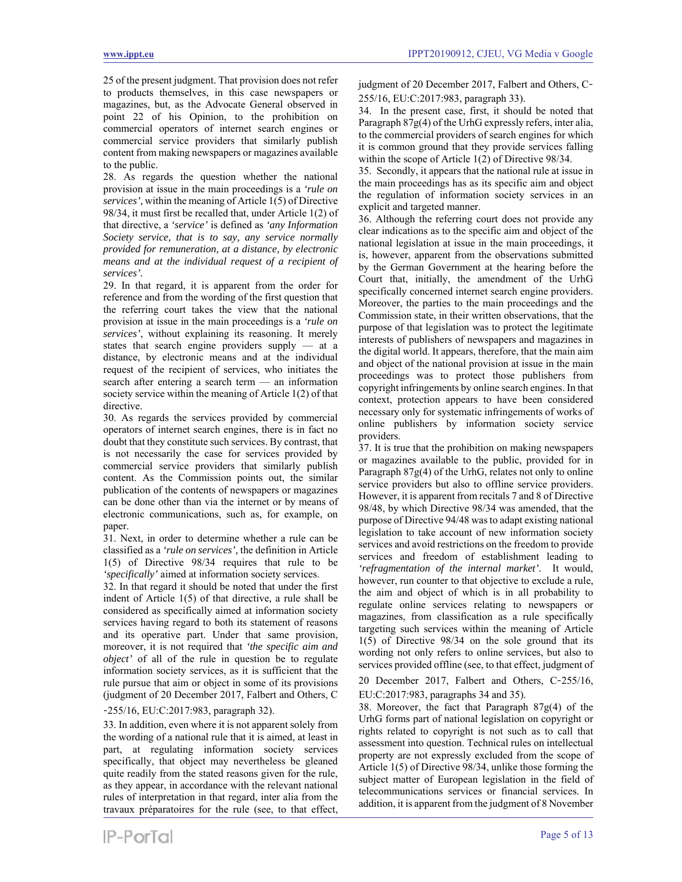25 of the present judgment. That provision does not refer to products themselves, in this case newspapers or magazines, but, as the Advocate General observed in point 22 of his Opinion, to the prohibition on commercial operators of internet search engines or commercial service providers that similarly publish content from making newspapers or magazines available to the public.

28. As regards the question whether the national provision at issue in the main proceedings is a *'rule on services'*, within the meaning of Article 1(5) of Directive 98/34, it must first be recalled that, under Article 1(2) of that directive, a *'service'* is defined as *'any Information Society service, that is to say, any service normally provided for remuneration, at a distance, by electronic means and at the individual request of a recipient of services'*.

29. In that regard, it is apparent from the order for reference and from the wording of the first question that the referring court takes the view that the national provision at issue in the main proceedings is a *'rule on services'*, without explaining its reasoning. It merely states that search engine providers supply — at a distance, by electronic means and at the individual request of the recipient of services, who initiates the search after entering a search term — an information society service within the meaning of Article 1(2) of that directive.

30. As regards the services provided by commercial operators of internet search engines, there is in fact no doubt that they constitute such services. By contrast, that is not necessarily the case for services provided by commercial service providers that similarly publish content. As the Commission points out, the similar publication of the contents of newspapers or magazines can be done other than via the internet or by means of electronic communications, such as, for example, on paper.

31. Next, in order to determine whether a rule can be classified as a *'rule on services'*, the definition in Article 1(5) of Directive 98/34 requires that rule to be *'specifically'* aimed at information society services.

32. In that regard it should be noted that under the first indent of Article 1(5) of that directive, a rule shall be considered as specifically aimed at information society services having regard to both its statement of reasons and its operative part. Under that same provision, moreover, it is not required that *'the specific aim and object'* of all of the rule in question be to regulate information society services, as it is sufficient that the rule pursue that aim or object in some of its provisions (judgment of 20 December 2017, Falbert and Others, C-255/16, EU:C:2017:983, paragraph 32).

33. In addition, even where it is not apparent solely from the wording of a national rule that it is aimed, at least in part, at regulating information society services specifically, that object may nevertheless be gleaned quite readily from the stated reasons given for the rule, as they appear, in accordance with the relevant national rules of interpretation in that regard, inter alia from the travaux préparatoires for the rule (see, to that effect, judgment of 20 December 2017, Falbert and Others, C-255/16, EU:C:2017:983, paragraph 33).

34. In the present case, first, it should be noted that Paragraph 87g(4) of the UrhG expressly refers, inter alia, to the commercial providers of search engines for which it is common ground that they provide services falling within the scope of Article 1(2) of Directive 98/34.

35. Secondly, it appears that the national rule at issue in the main proceedings has as its specific aim and object the regulation of information society services in an explicit and targeted manner.

36. Although the referring court does not provide any clear indications as to the specific aim and object of the national legislation at issue in the main proceedings, it is, however, apparent from the observations submitted by the German Government at the hearing before the Court that, initially, the amendment of the UrhG specifically concerned internet search engine providers. Moreover, the parties to the main proceedings and the Commission state, in their written observations, that the purpose of that legislation was to protect the legitimate interests of publishers of newspapers and magazines in the digital world. It appears, therefore, that the main aim and object of the national provision at issue in the main proceedings was to protect those publishers from copyright infringements by online search engines. In that context, protection appears to have been considered necessary only for systematic infringements of works of online publishers by information society service providers.

37. It is true that the prohibition on making newspapers or magazines available to the public, provided for in Paragraph 87g(4) of the UrhG, relates not only to online service providers but also to offline service providers. However, it is apparent from recitals 7 and 8 of Directive 98/48, by which Directive 98/34 was amended, that the purpose of Directive 94/48 was to adapt existing national legislation to take account of new information society services and avoid restrictions on the freedom to provide services and freedom of establishment leading to *'refragmentation of the internal market'*. It would, however, run counter to that objective to exclude a rule, the aim and object of which is in all probability to regulate online services relating to newspapers or magazines, from classification as a rule specifically targeting such services within the meaning of Article 1(5) of Directive 98/34 on the sole ground that its wording not only refers to online services, but also to services provided offline (see, to that effect, judgment of 20 December 2017, Falbert and Others, C-255/16, EU:C:2017:983, paragraphs 34 and 35).

38. Moreover, the fact that Paragraph 87g(4) of the UrhG forms part of national legislation on copyright or rights related to copyright is not such as to call that assessment into question. Technical rules on intellectual property are not expressly excluded from the scope of Article 1(5) of Directive 98/34, unlike those forming the subject matter of European legislation in the field of telecommunications services or financial services. In addition, it is apparent from the judgment of 8 November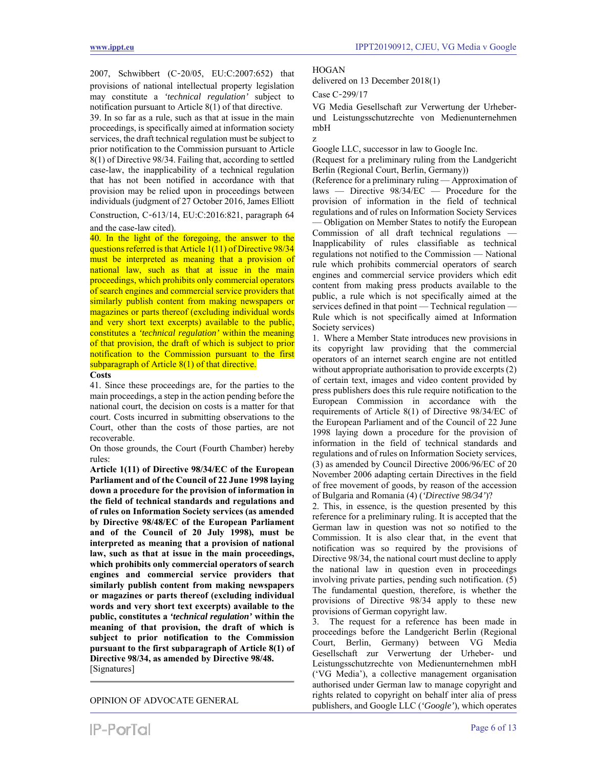2007, Schwibbert (C‑20/05, EU:C:2007:652) that provisions of national intellectual property legislation may constitute a *'technical regulation'* subject to notification pursuant to Article 8(1) of that directive.

39. In so far as a rule, such as that at issue in the main proceedings, is specifically aimed at information society services, the draft technical regulation must be subject to prior notification to the Commission pursuant to Article 8(1) of Directive 98/34. Failing that, according to settled case-law, the inapplicability of a technical regulation that has not been notified in accordance with that provision may be relied upon in proceedings between individuals (judgment of 27 October 2016, James Elliott Construction, C‑613/14, EU:C:2016:821, paragraph 64 and the case-law cited).

40. In the light of the foregoing, the answer to the questions referred is that Article 1(11) of Directive 98/34 must be interpreted as meaning that a provision of national law, such as that at issue in the main proceedings, which prohibits only commercial operators of search engines and commercial service providers that similarly publish content from making newspapers or magazines or parts thereof (excluding individual words and very short text excerpts) available to the public, constitutes a *'technical regulation'* within the meaning of that provision, the draft of which is subject to prior notification to the Commission pursuant to the first subparagraph of Article 8(1) of that directive.

**Costs**

41. Since these proceedings are, for the parties to the main proceedings, a step in the action pending before the national court, the decision on costs is a matter for that court. Costs incurred in submitting observations to the Court, other than the costs of those parties, are not recoverable.

On those grounds, the Court (Fourth Chamber) hereby rules:

**Article 1(11) of Directive 98/34/EC of the European Parliament and of the Council of 22 June 1998 laying down a procedure for the provision of information in the field of technical standards and regulations and of rules on Information Society services (as amended by Directive 98/48/EC of the European Parliament and of the Council of 20 July 1998), must be interpreted as meaning that a provision of national law, such as that at issue in the main proceedings, which prohibits only commercial operators of search engines and commercial service providers that similarly publish content from making newspapers or magazines or parts thereof (excluding individual words and very short text excerpts) available to the public, constitutes a *'technical regulation'* within the meaning of that provision, the draft of which is subject to prior notification to the Commission pursuant to the first subparagraph of Article 8(1) of Directive 98/34, as amended by Directive 98/48.**

[Signatures]

---

OPINION OF ADVOCATE GENERAL HOGAN

delivered on 13 December 2018(1)

Case C‑299/17

VG Media Gesellschaft zur Verwertung der Urheber- und Leistungsschutzrechte von Medienunternehmen mbH

z

Google LLC, successor in law to Google Inc.

(Request for a preliminary ruling from the Landgericht Berlin (Regional Court, Berlin, Germany))

(Reference for a preliminary ruling — Approximation of laws — Directive 98/34/EC — Procedure for the provision of information in the field of technical regulations and of rules on Information Society Services — Obligation on Member States to notify the European Commission of all draft technical regulations — Inapplicability of rules classifiable as technical regulations not notified to the Commission — National rule which prohibits commercial operators of search engines and commercial service providers which edit content from making press products available to the public, a rule which is not specifically aimed at the services defined in that point — Technical regulation — Rule which is not specifically aimed at Information Society services)

1. Where a Member State introduces new provisions in its copyright law providing that the commercial operators of an internet search engine are not entitled without appropriate authorisation to provide excerpts (2) of certain text, images and video content provided by press publishers does this rule require notification to the European Commission in accordance with the requirements of Article 8(1) of Directive 98/34/EC of the European Parliament and of the Council of 22 June 1998 laying down a procedure for the provision of information in the field of technical standards and regulations and of rules on Information Society services, (3) as amended by Council Directive 2006/96/EC of 20 November 2006 adapting certain Directives in the field of free movement of goods, by reason of the accession of Bulgaria and Romania (4) (*'Directive 98/34'*)?

2. This, in essence, is the question presented by this reference for a preliminary ruling. It is accepted that the German law in question was not so notified to the Commission. It is also clear that, in the event that notification was so required by the provisions of Directive 98/34, the national court must decline to apply the national law in question even in proceedings involving private parties, pending such notification. (5) The fundamental question, therefore, is whether the provisions of Directive 98/34 apply to these new provisions of German copyright law.

3. The request for a reference has been made in proceedings before the Landgericht Berlin (Regional Court, Berlin, Germany) between VG Media Gesellschaft zur Verwertung der Urheber- und Leistungsschutzrechte von Medienunternehmen mbH ('VG Media'), a collective management organisation authorised under German law to manage copyright and rights related to copyright on behalf inter alia of press publishers, and Google LLC (*'Google'*), which operates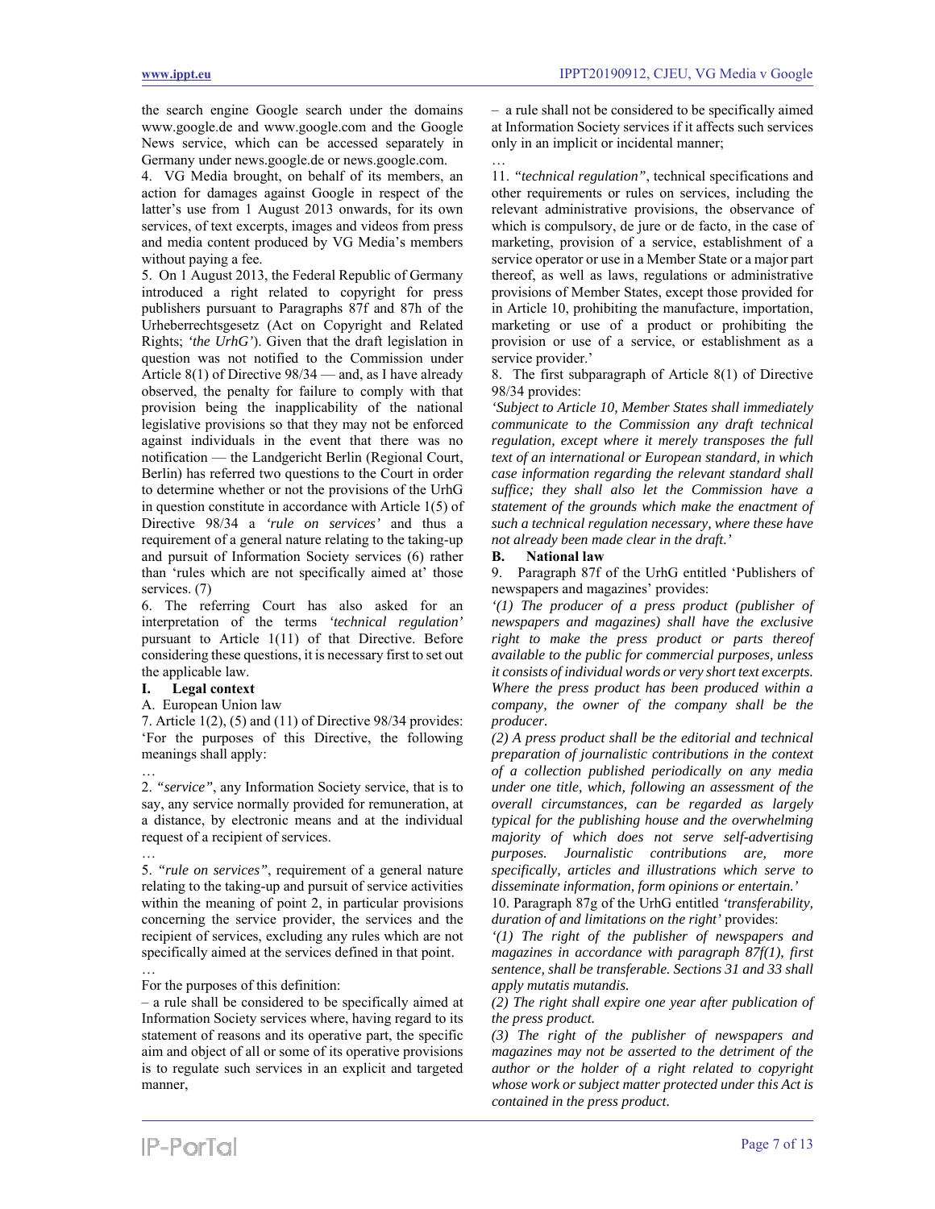the search engine Google search under the domains www.google.de and www.google.com and the Google News service, which can be accessed separately in Germany under news.google.de or news.google.com.

4. VG Media brought, on behalf of its members, an action for damages against Google in respect of the latter's use from 1 August 2013 onwards, for its own services, of text excerpts, images and videos from press and media content produced by VG Media's members without paying a fee.

5. On 1 August 2013, the Federal Republic of Germany introduced a right related to copyright for press publishers pursuant to Paragraphs 87f and 87h of the Urheberrechtsgesetz (Act on Copyright and Related Rights; *'the UrhG'*). Given that the draft legislation in question was not notified to the Commission under Article 8(1) of Directive 98/34 — and, as I have already observed, the penalty for failure to comply with that provision being the inapplicability of the national legislative provisions so that they may not be enforced against individuals in the event that there was no notification — the Landgericht Berlin (Regional Court, Berlin) has referred two questions to the Court in order to determine whether or not the provisions of the UrhG in question constitute in accordance with Article 1(5) of Directive 98/34 a *'rule on services'* and thus a requirement of a general nature relating to the taking-up and pursuit of Information Society services (6) rather than 'rules which are not specifically aimed at' those services. (7)

6. The referring Court has also asked for an interpretation of the terms *'technical regulation'* pursuant to Article 1(11) of that Directive. Before considering these questions, it is necessary first to set out the applicable law.

## I. Legal context

A. European Union law

7. Article 1(2), (5) and (11) of Directive 98/34 provides:
'For the purposes of this Directive, the following meanings shall apply:

…

2. *"service"*, any Information Society service, that is to say, any service normally provided for remuneration, at a distance, by electronic means and at the individual request of a recipient of services.

…

5. *"rule on services"*, requirement of a general nature relating to the taking-up and pursuit of service activities within the meaning of point 2, in particular provisions concerning the service provider, the services and the recipient of services, excluding any rules which are not specifically aimed at the services defined in that point.

…

For the purposes of this definition:

– a rule shall be considered to be specifically aimed at Information Society services where, having regard to its statement of reasons and its operative part, the specific aim and object of all or some of its operative provisions is to regulate such services in an explicit and targeted manner,

– a rule shall not be considered to be specifically aimed at Information Society services if it affects such services only in an implicit or incidental manner;

…

11. *"technical regulation"*, technical specifications and other requirements or rules on services, including the relevant administrative provisions, the observance of which is compulsory, de jure or de facto, in the case of marketing, provision of a service, establishment of a service operator or use in a Member State or a major part thereof, as well as laws, regulations or administrative provisions of Member States, except those provided for in Article 10, prohibiting the manufacture, importation, marketing or use of a product or prohibiting the provision or use of a service, or establishment as a service provider.'

8. The first subparagraph of Article 8(1) of Directive 98/34 provides:
*'Subject to Article 10, Member States shall immediately communicate to the Commission any draft technical regulation, except where it merely transposes the full text of an international or European standard, in which case information regarding the relevant standard shall suffice; they shall also let the Commission have a statement of the grounds which make the enactment of such a technical regulation necessary, where these have not already been made clear in the draft.'*

### B. National law

9. Paragraph 87f of the UrhG entitled 'Publishers of newspapers and magazines' provides:
*'(1) The producer of a press product (publisher of newspapers and magazines) shall have the exclusive right to make the press product or parts thereof available to the public for commercial purposes, unless it consists of individual words or very short text excerpts. Where the press product has been produced within a company, the owner of the company shall be the producer.*

*(2) A press product shall be the editorial and technical preparation of journalistic contributions in the context of a collection published periodically on any media under one title, which, following an assessment of the overall circumstances, can be regarded as largely typical for the publishing house and the overwhelming majority of which does not serve self-advertising purposes. Journalistic contributions are, more specifically, articles and illustrations which serve to disseminate information, form opinions or entertain.'*

10. Paragraph 87g of the UrhG entitled *'transferability, duration of and limitations on the right'* provides:
*'(1) The right of the publisher of newspapers and magazines in accordance with paragraph 87f(1), first sentence, shall be transferable. Sections 31 and 33 shall apply mutatis mutandis.*

*(2) The right shall expire one year after publication of the press product.*

*(3) The right of the publisher of newspapers and magazines may not be asserted to the detriment of the author or the holder of a right related to copyright whose work or subject matter protected under this Act is contained in the press product.*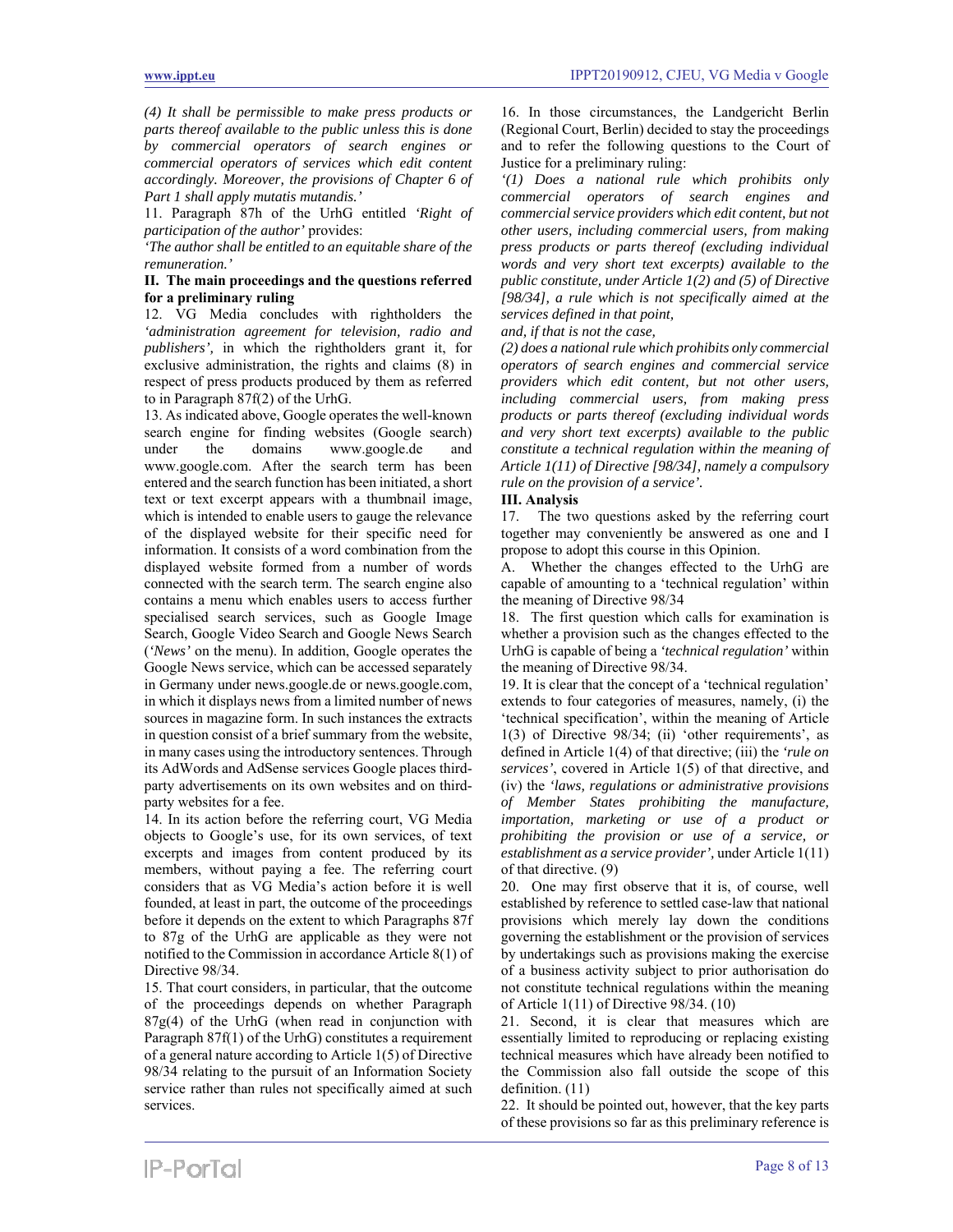*(4) It shall be permissible to make press products or parts thereof available to the public unless this is done by commercial operators of search engines or commercial operators of services which edit content accordingly. Moreover, the provisions of Chapter 6 of Part 1 shall apply mutatis mutandis.'*

11. Paragraph 87h of the UrhG entitled *'Right of participation of the author'* provides:

*'The author shall be entitled to an equitable share of the remuneration.'*

## II. The main proceedings and the questions referred for a preliminary ruling

12. VG Media concludes with rightholders the *'administration agreement for television, radio and publishers'*, in which the rightholders grant it, for exclusive administration, the rights and claims (8) in respect of press products produced by them as referred to in Paragraph 87f(2) of the UrhG.

13. As indicated above, Google operates the well-known search engine for finding websites (Google search) under the domains www.google.de and www.google.com. After the search term has been entered and the search function has been initiated, a short text or text excerpt appears with a thumbnail image, which is intended to enable users to gauge the relevance of the displayed website for their specific need for information. It consists of a word combination from the displayed website formed from a number of words connected with the search term. The search engine also contains a menu which enables users to access further specialised search services, such as Google Image Search, Google Video Search and Google News Search (*'News'* on the menu). In addition, Google operates the Google News service, which can be accessed separately in Germany under news.google.de or news.google.com, in which it displays news from a limited number of news sources in magazine form. In such instances the extracts in question consist of a brief summary from the website, in many cases using the introductory sentences. Through its AdWords and AdSense services Google places third-party advertisements on its own websites and on third-party websites for a fee.

14. In its action before the referring court, VG Media objects to Google's use, for its own services, of text excerpts and images from content produced by its members, without paying a fee. The referring court considers that as VG Media's action before it is well founded, at least in part, the outcome of the proceedings before it depends on the extent to which Paragraphs 87f to 87g of the UrhG are applicable as they were not notified to the Commission in accordance Article 8(1) of Directive 98/34.

15. That court considers, in particular, that the outcome of the proceedings depends on whether Paragraph 87g(4) of the UrhG (when read in conjunction with Paragraph 87f(1) of the UrhG) constitutes a requirement of a general nature according to Article 1(5) of Directive 98/34 relating to the pursuit of an Information Society service rather than rules not specifically aimed at such services.

16. In those circumstances, the Landgericht Berlin (Regional Court, Berlin) decided to stay the proceedings and to refer the following questions to the Court of Justice for a preliminary ruling:

*'(1) Does a national rule which prohibits only commercial operators of search engines and commercial service providers which edit content, but not other users, including commercial users, from making press products or parts thereof (excluding individual words and very short text excerpts) available to the public constitute, under Article 1(2) and (5) of Directive [98/34], a rule which is not specifically aimed at the services defined in that point,*

*and, if that is not the case,*

*(2) does a national rule which prohibits only commercial operators of search engines and commercial service providers which edit content, but not other users, including commercial users, from making press products or parts thereof (excluding individual words and very short text excerpts) available to the public constitute a technical regulation within the meaning of Article 1(11) of Directive [98/34], namely a compulsory rule on the provision of a service'.*

## III. Analysis

17. The two questions asked by the referring court together may conveniently be answered as one and I propose to adopt this course in this Opinion.

### A. Whether the changes effected to the UrhG are capable of amounting to a 'technical regulation' within the meaning of Directive 98/34

18. The first question which calls for examination is whether a provision such as the changes effected to the UrhG is capable of being a *'technical regulation'* within the meaning of Directive 98/34.

19. It is clear that the concept of a 'technical regulation' extends to four categories of measures, namely, (i) the 'technical specification', within the meaning of Article 1(3) of Directive 98/34; (ii) 'other requirements', as defined in Article 1(4) of that directive; (iii) the *'rule on services'*, covered in Article 1(5) of that directive, and (iv) the *'laws, regulations or administrative provisions of Member States prohibiting the manufacture, importation, marketing or use of a product or prohibiting the provision or use of a service, or establishment as a service provider'*, under Article 1(11) of that directive. (9)

20. One may first observe that it is, of course, well established by reference to settled case-law that national provisions which merely lay down the conditions governing the establishment or the provision of services by undertakings such as provisions making the exercise of a business activity subject to prior authorisation do not constitute technical regulations within the meaning of Article 1(11) of Directive 98/34. (10)

21. Second, it is clear that measures which are essentially limited to reproducing or replacing existing technical measures which have already been notified to the Commission also fall outside the scope of this definition. (11)

22. It should be pointed out, however, that the key parts of these provisions so far as this preliminary reference is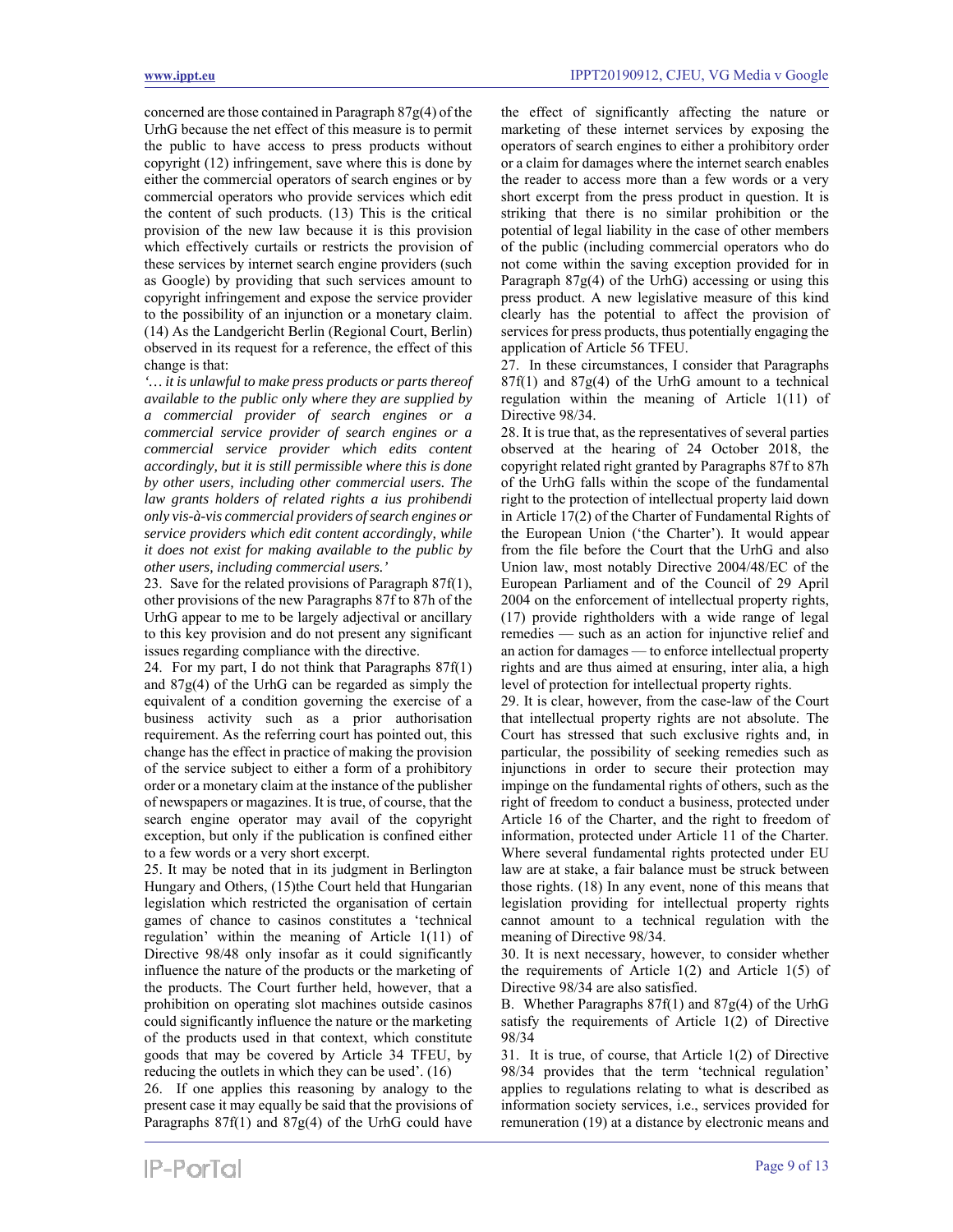concerned are those contained in Paragraph 87g(4) of the UrhG because the net effect of this measure is to permit the public to have access to press products without copyright (12) infringement, save where this is done by either the commercial operators of search engines or by commercial operators who provide services which edit the content of such products. (13) This is the critical provision of the new law because it is this provision which effectively curtails or restricts the provision of these services by internet search engine providers (such as Google) by providing that such services amount to copyright infringement and expose the service provider to the possibility of an injunction or a monetary claim. (14) As the Landgericht Berlin (Regional Court, Berlin) observed in its request for a reference, the effect of this change is that:

*'… it is unlawful to make press products or parts thereof available to the public only where they are supplied by a commercial provider of search engines or a commercial service provider of search engines or a commercial service provider which edits content accordingly, but it is still permissible where this is done by other users, including other commercial users. The law grants holders of related rights a ius prohibendi only vis-à-vis commercial providers of search engines or service providers which edit content accordingly, while it does not exist for making available to the public by other users, including commercial users.'*

23. Save for the related provisions of Paragraph 87f(1), other provisions of the new Paragraphs 87f to 87h of the UrhG appear to me to be largely adjectival or ancillary to this key provision and do not present any significant issues regarding compliance with the directive.

24. For my part, I do not think that Paragraphs 87f(1) and 87g(4) of the UrhG can be regarded as simply the equivalent of a condition governing the exercise of a business activity such as a prior authorisation requirement. As the referring court has pointed out, this change has the effect in practice of making the provision of the service subject to either a form of a prohibitory order or a monetary claim at the instance of the publisher of newspapers or magazines. It is true, of course, that the search engine operator may avail of the copyright exception, but only if the publication is confined either to a few words or a very short excerpt.

25. It may be noted that in its judgment in Berlington Hungary and Others, (15)the Court held that Hungarian legislation which restricted the organisation of certain games of chance to casinos constitutes a 'technical regulation' within the meaning of Article 1(11) of Directive 98/48 only insofar as it could significantly influence the nature of the products or the marketing of the products. The Court further held, however, that a prohibition on operating slot machines outside casinos could significantly influence the nature or the marketing of the products used in that context, which constitute goods that may be covered by Article 34 TFEU, by reducing the outlets in which they can be used'. (16)

26. If one applies this reasoning by analogy to the present case it may equally be said that the provisions of Paragraphs 87f(1) and 87g(4) of the UrhG could have the effect of significantly affecting the nature or marketing of these internet services by exposing the operators of search engines to either a prohibitory order or a claim for damages where the internet search enables the reader to access more than a few words or a very short excerpt from the press product in question. It is striking that there is no similar prohibition or the potential of legal liability in the case of other members of the public (including commercial operators who do not come within the saving exception provided for in Paragraph 87g(4) of the UrhG) accessing or using this press product. A new legislative measure of this kind clearly has the potential to affect the provision of services for press products, thus potentially engaging the application of Article 56 TFEU.

27. In these circumstances, I consider that Paragraphs 87f(1) and 87g(4) of the UrhG amount to a technical regulation within the meaning of Article 1(11) of Directive 98/34.

28. It is true that, as the representatives of several parties observed at the hearing of 24 October 2018, the copyright related right granted by Paragraphs 87f to 87h of the UrhG falls within the scope of the fundamental right to the protection of intellectual property laid down in Article 17(2) of the Charter of Fundamental Rights of the European Union ('the Charter'). It would appear from the file before the Court that the UrhG and also Union law, most notably Directive 2004/48/EC of the European Parliament and of the Council of 29 April 2004 on the enforcement of intellectual property rights, (17) provide rightholders with a wide range of legal remedies — such as an action for injunctive relief and an action for damages — to enforce intellectual property rights and are thus aimed at ensuring, inter alia, a high level of protection for intellectual property rights.

29. It is clear, however, from the case-law of the Court that intellectual property rights are not absolute. The Court has stressed that such exclusive rights and, in particular, the possibility of seeking remedies such as injunctions in order to secure their protection may impinge on the fundamental rights of others, such as the right of freedom to conduct a business, protected under Article 16 of the Charter, and the right to freedom of information, protected under Article 11 of the Charter. Where several fundamental rights protected under EU law are at stake, a fair balance must be struck between those rights. (18) In any event, none of this means that legislation providing for intellectual property rights cannot amount to a technical regulation with the meaning of Directive 98/34.

30. It is next necessary, however, to consider whether the requirements of Article 1(2) and Article 1(5) of Directive 98/34 are also satisfied.

B. Whether Paragraphs 87f(1) and 87g(4) of the UrhG satisfy the requirements of Article 1(2) of Directive 98/34

31. It is true, of course, that Article 1(2) of Directive 98/34 provides that the term 'technical regulation' applies to regulations relating to what is described as information society services, i.e., services provided for remuneration (19) at a distance by electronic means and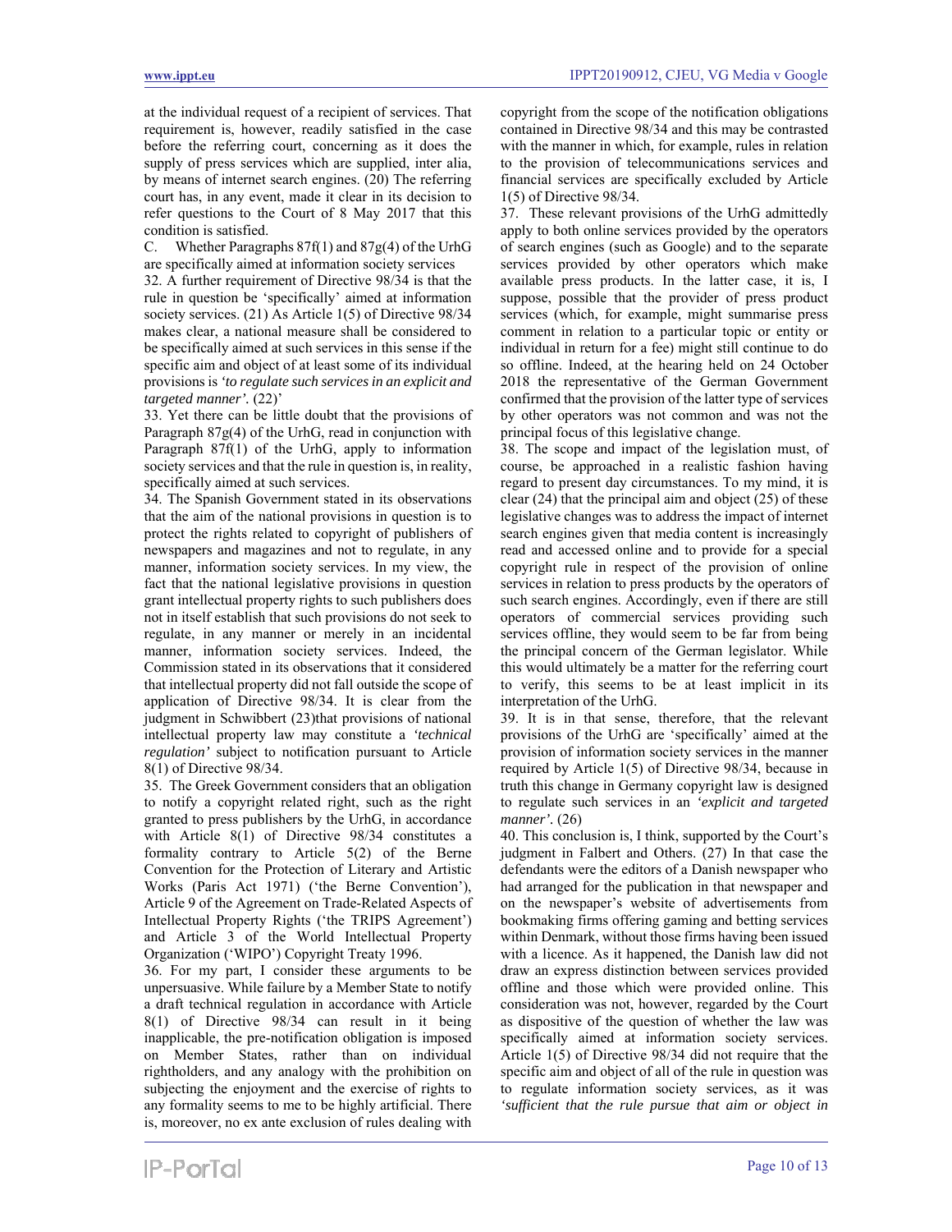at the individual request of a recipient of services. That requirement is, however, readily satisfied in the case before the referring court, concerning as it does the supply of press services which are supplied, inter alia, by means of internet search engines. (20) The referring court has, in any event, made it clear in its decision to refer questions to the Court of 8 May 2017 that this condition is satisfied.

C. Whether Paragraphs 87f(1) and 87g(4) of the UrhG are specifically aimed at information society services

32. A further requirement of Directive 98/34 is that the rule in question be 'specifically' aimed at information society services. (21) As Article 1(5) of Directive 98/34 makes clear, a national measure shall be considered to be specifically aimed at such services in this sense if the specific aim and object of at least some of its individual provisions is *'to regulate such services in an explicit and targeted manner'.* (22)'

33. Yet there can be little doubt that the provisions of Paragraph 87g(4) of the UrhG, read in conjunction with Paragraph 87f(1) of the UrhG, apply to information society services and that the rule in question is, in reality, specifically aimed at such services.

34. The Spanish Government stated in its observations that the aim of the national provisions in question is to protect the rights related to copyright of publishers of newspapers and magazines and not to regulate, in any manner, information society services. In my view, the fact that the national legislative provisions in question grant intellectual property rights to such publishers does not in itself establish that such provisions do not seek to regulate, in any manner or merely in an incidental manner, information society services. Indeed, the Commission stated in its observations that it considered that intellectual property did not fall outside the scope of application of Directive 98/34. It is clear from the judgment in Schwibbert (23)that provisions of national intellectual property law may constitute a *'technical regulation'* subject to notification pursuant to Article 8(1) of Directive 98/34.

35. The Greek Government considers that an obligation to notify a copyright related right, such as the right granted to press publishers by the UrhG, in accordance with Article 8(1) of Directive 98/34 constitutes a formality contrary to Article 5(2) of the Berne Convention for the Protection of Literary and Artistic Works (Paris Act 1971) ('the Berne Convention'), Article 9 of the Agreement on Trade-Related Aspects of Intellectual Property Rights ('the TRIPS Agreement') and Article 3 of the World Intellectual Property Organization ('WIPO') Copyright Treaty 1996.

36. For my part, I consider these arguments to be unpersuasive. While failure by a Member State to notify a draft technical regulation in accordance with Article 8(1) of Directive 98/34 can result in it being inapplicable, the pre-notification obligation is imposed on Member States, rather than on individual rightholders, and any analogy with the prohibition on subjecting the enjoyment and the exercise of rights to any formality seems to me to be highly artificial. There is, moreover, no ex ante exclusion of rules dealing with copyright from the scope of the notification obligations contained in Directive 98/34 and this may be contrasted with the manner in which, for example, rules in relation to the provision of telecommunications services and financial services are specifically excluded by Article 1(5) of Directive 98/34.

37. These relevant provisions of the UrhG admittedly apply to both online services provided by the operators of search engines (such as Google) and to the separate services provided by other operators which make available press products. In the latter case, it is, I suppose, possible that the provider of press product services (which, for example, might summarise press comment in relation to a particular topic or entity or individual in return for a fee) might still continue to do so offline. Indeed, at the hearing held on 24 October 2018 the representative of the German Government confirmed that the provision of the latter type of services by other operators was not common and was not the principal focus of this legislative change.

38. The scope and impact of the legislation must, of course, be approached in a realistic fashion having regard to present day circumstances. To my mind, it is clear (24) that the principal aim and object (25) of these legislative changes was to address the impact of internet search engines given that media content is increasingly read and accessed online and to provide for a special copyright rule in respect of the provision of online services in relation to press products by the operators of such search engines. Accordingly, even if there are still operators of commercial services providing such services offline, they would seem to be far from being the principal concern of the German legislator. While this would ultimately be a matter for the referring court to verify, this seems to be at least implicit in its interpretation of the UrhG.

39. It is in that sense, therefore, that the relevant provisions of the UrhG are 'specifically' aimed at the provision of information society services in the manner required by Article 1(5) of Directive 98/34, because in truth this change in Germany copyright law is designed to regulate such services in an *'explicit and targeted manner'.* (26)

40. This conclusion is, I think, supported by the Court's judgment in Falbert and Others. (27) In that case the defendants were the editors of a Danish newspaper who had arranged for the publication in that newspaper and on the newspaper's website of advertisements from bookmaking firms offering gaming and betting services within Denmark, without those firms having been issued with a licence. As it happened, the Danish law did not draw an express distinction between services provided offline and those which were provided online. This consideration was not, however, regarded by the Court as dispositive of the question of whether the law was specifically aimed at information society services. Article 1(5) of Directive 98/34 did not require that the specific aim and object of all of the rule in question was to regulate information society services, as it was *'sufficient that the rule pursue that aim or object in*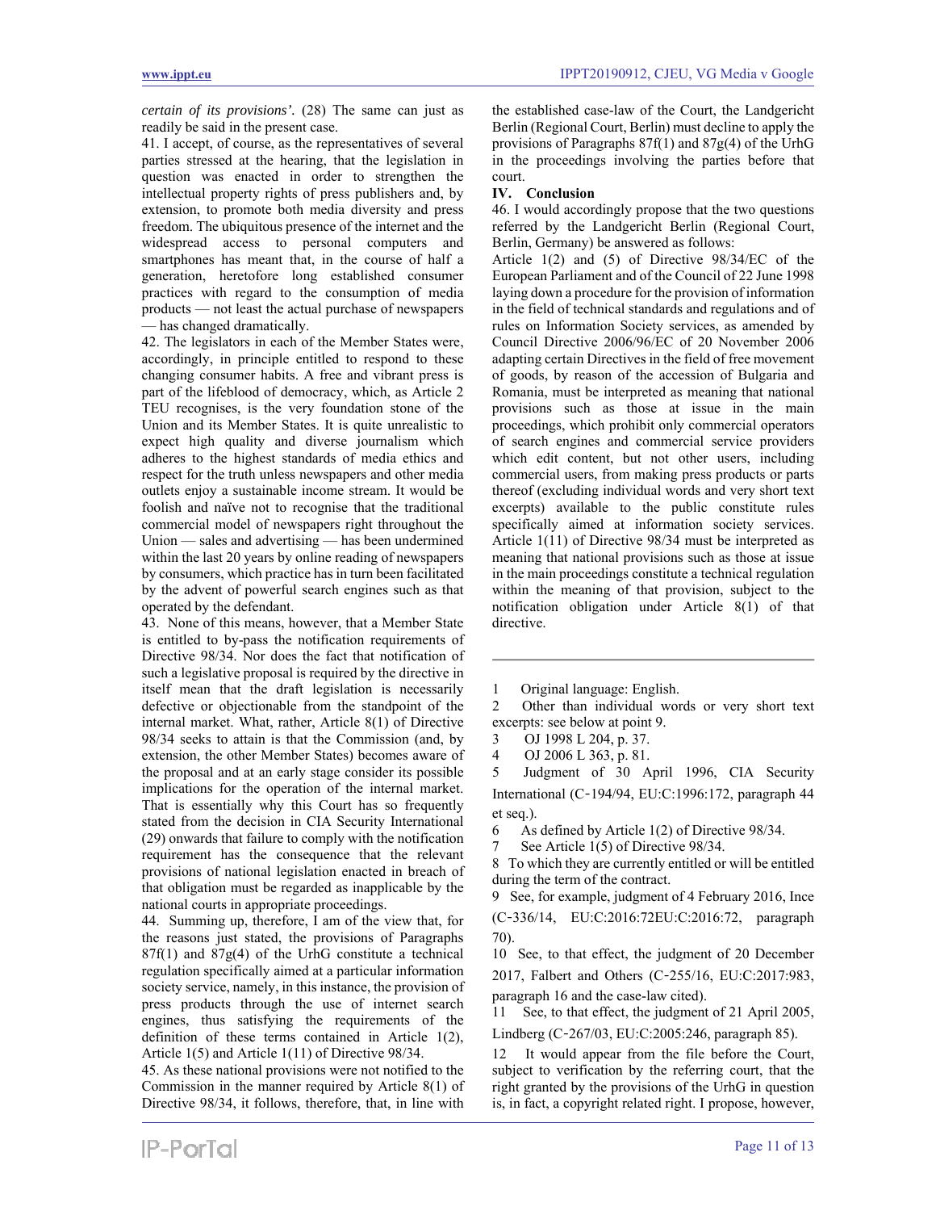*certain of its provisions'*. (28) The same can just as readily be said in the present case.

41. I accept, of course, as the representatives of several parties stressed at the hearing, that the legislation in question was enacted in order to strengthen the intellectual property rights of press publishers and, by extension, to promote both media diversity and press freedom. The ubiquitous presence of the internet and the widespread access to personal computers and smartphones has meant that, in the course of half a generation, heretofore long established consumer practices with regard to the consumption of media products — not least the actual purchase of newspapers — has changed dramatically.

42. The legislators in each of the Member States were, accordingly, in principle entitled to respond to these changing consumer habits. A free and vibrant press is part of the lifeblood of democracy, which, as Article 2 TEU recognises, is the very foundation stone of the Union and its Member States. It is quite unrealistic to expect high quality and diverse journalism which adheres to the highest standards of media ethics and respect for the truth unless newspapers and other media outlets enjoy a sustainable income stream. It would be foolish and naïve not to recognise that the traditional commercial model of newspapers right throughout the Union — sales and advertising — has been undermined within the last 20 years by online reading of newspapers by consumers, which practice has in turn been facilitated by the advent of powerful search engines such as that operated by the defendant.

43. None of this means, however, that a Member State is entitled to by-pass the notification requirements of Directive 98/34. Nor does the fact that notification of such a legislative proposal is required by the directive in itself mean that the draft legislation is necessarily defective or objectionable from the standpoint of the internal market. What, rather, Article 8(1) of Directive 98/34 seeks to attain is that the Commission (and, by extension, the other Member States) becomes aware of the proposal and at an early stage consider its possible implications for the operation of the internal market. That is essentially why this Court has so frequently stated from the decision in CIA Security International (29) onwards that failure to comply with the notification requirement has the consequence that the relevant provisions of national legislation enacted in breach of that obligation must be regarded as inapplicable by the national courts in appropriate proceedings.

44. Summing up, therefore, I am of the view that, for the reasons just stated, the provisions of Paragraphs 87f(1) and 87g(4) of the UrhG constitute a technical regulation specifically aimed at a particular information society service, namely, in this instance, the provision of press products through the use of internet search engines, thus satisfying the requirements of the definition of these terms contained in Article 1(2), Article 1(5) and Article 1(11) of Directive 98/34.

45. As these national provisions were not notified to the Commission in the manner required by Article 8(1) of Directive 98/34, it follows, therefore, that, in line with the established case-law of the Court, the Landgericht Berlin (Regional Court, Berlin) must decline to apply the provisions of Paragraphs 87f(1) and 87g(4) of the UrhG in the proceedings involving the parties before that court.

**IV. Conclusion**

46. I would accordingly propose that the two questions referred by the Landgericht Berlin (Regional Court, Berlin, Germany) be answered as follows:

Article 1(2) and (5) of Directive 98/34/EC of the European Parliament and of the Council of 22 June 1998 laying down a procedure for the provision of information in the field of technical standards and regulations and of rules on Information Society services, as amended by Council Directive 2006/96/EC of 20 November 2006 adapting certain Directives in the field of free movement of goods, by reason of the accession of Bulgaria and Romania, must be interpreted as meaning that national provisions such as those at issue in the main proceedings, which prohibit only commercial operators of search engines and commercial service providers which edit content, but not other users, including commercial users, from making press products or parts thereof (excluding individual words and very short text excerpts) available to the public constitute rules specifically aimed at information society services. Article 1(11) of Directive 98/34 must be interpreted as meaning that national provisions such as those at issue in the main proceedings constitute a technical regulation within the meaning of that provision, subject to the notification obligation under Article 8(1) of that directive.

---

1 Original language: English.

2 Other than individual words or very short text excerpts: see below at point 9.

3 OJ 1998 L 204, p. 37.

4 OJ 2006 L 363, p. 81.

5 Judgment of 30 April 1996, CIA Security International (C-194/94, EU:C:1996:172, paragraph 44 et seq.).

6 As defined by Article 1(2) of Directive 98/34.

7 See Article 1(5) of Directive 98/34.

8 To which they are currently entitled or will be entitled during the term of the contract.

9 See, for example, judgment of 4 February 2016, Ince (C-336/14, EU:C:2016:72EU:C:2016:72, paragraph 70).

10 See, to that effect, the judgment of 20 December 2017, Falbert and Others (C-255/16, EU:C:2017:983, paragraph 16 and the case-law cited).

11 See, to that effect, the judgment of 21 April 2005, Lindberg (C-267/03, EU:C:2005:246, paragraph 85).

12 It would appear from the file before the Court, subject to verification by the referring court, that the right granted by the provisions of the UrhG in question is, in fact, a copyright related right. I propose, however,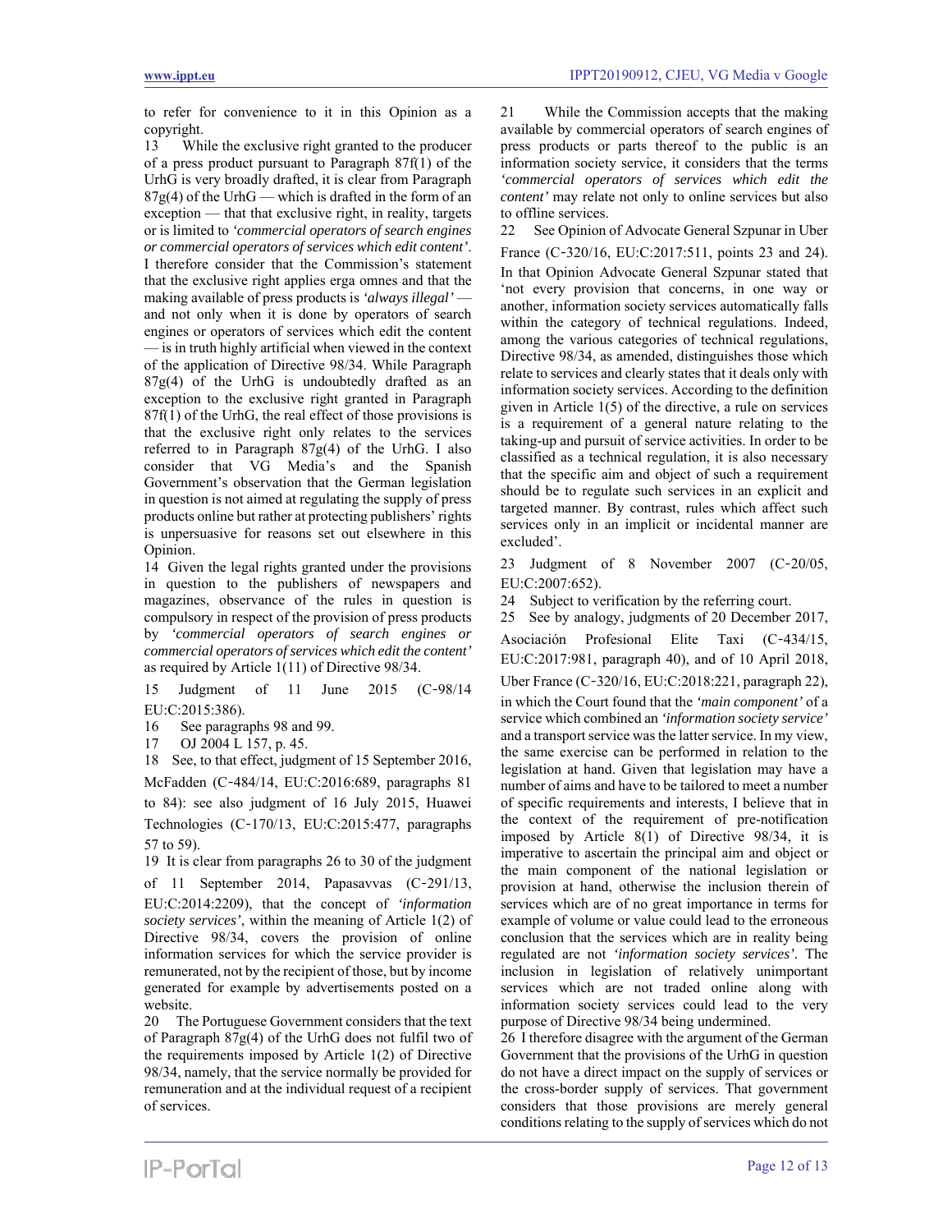to refer for convenience to it in this Opinion as a copyright.

13 While the exclusive right granted to the producer of a press product pursuant to Paragraph 87f(1) of the UrhG is very broadly drafted, it is clear from Paragraph 87g(4) of the UrhG — which is drafted in the form of an exception — that that exclusive right, in reality, targets or is limited to *'commercial operators of search engines or commercial operators of services which edit content'*. I therefore consider that the Commission's statement that the exclusive right applies erga omnes and that the making available of press products is *'always illegal'* — and not only when it is done by operators of search engines or operators of services which edit the content — is in truth highly artificial when viewed in the context of the application of Directive 98/34. While Paragraph 87g(4) of the UrhG is undoubtedly drafted as an exception to the exclusive right granted in Paragraph 87f(1) of the UrhG, the real effect of those provisions is that the exclusive right only relates to the services referred to in Paragraph 87g(4) of the UrhG. I also consider that VG Media's and the Spanish Government's observation that the German legislation in question is not aimed at regulating the supply of press products online but rather at protecting publishers' rights is unpersuasive for reasons set out elsewhere in this Opinion.

14 Given the legal rights granted under the provisions in question to the publishers of newspapers and magazines, observance of the rules in question is compulsory in respect of the provision of press products by *'commercial operators of search engines or commercial operators of services which edit the content'* as required by Article 1(11) of Directive 98/34.

15 Judgment of 11 June 2015 (C‑98/14 EU:C:2015:386).

16 See paragraphs 98 and 99.

17 OJ 2004 L 157, p. 45.

18 See, to that effect, judgment of 15 September 2016, McFadden (C‑484/14, EU:C:2016:689, paragraphs 81 to 84): see also judgment of 16 July 2015, Huawei Technologies (C‑170/13, EU:C:2015:477, paragraphs 57 to 59).

19 It is clear from paragraphs 26 to 30 of the judgment of 11 September 2014, Papasavvas (C‑291/13, EU:C:2014:2209), that the concept of *'information society services'*, within the meaning of Article 1(2) of Directive 98/34, covers the provision of online information services for which the service provider is remunerated, not by the recipient of those, but by income generated for example by advertisements posted on a website.

20 The Portuguese Government considers that the text of Paragraph 87g(4) of the UrhG does not fulfil two of the requirements imposed by Article 1(2) of Directive 98/34, namely, that the service normally be provided for remuneration and at the individual request of a recipient of services.

21 While the Commission accepts that the making available by commercial operators of search engines of press products or parts thereof to the public is an information society service, it considers that the terms *'commercial operators of services which edit the content'* may relate not only to online services but also to offline services.

22 See Opinion of Advocate General Szpunar in Uber France (C‑320/16, EU:C:2017:511, points 23 and 24). In that Opinion Advocate General Szpunar stated that 'not every provision that concerns, in one way or another, information society services automatically falls within the category of technical regulations. Indeed, among the various categories of technical regulations, Directive 98/34, as amended, distinguishes those which relate to services and clearly states that it deals only with information society services. According to the definition given in Article 1(5) of the directive, a rule on services is a requirement of a general nature relating to the taking-up and pursuit of service activities. In order to be classified as a technical regulation, it is also necessary that the specific aim and object of such a requirement should be to regulate such services in an explicit and targeted manner. By contrast, rules which affect such services only in an implicit or incidental manner are excluded'.

23 Judgment of 8 November 2007 (C‑20/05, EU:C:2007:652).

24 Subject to verification by the referring court.

25 See by analogy, judgments of 20 December 2017, Asociación Profesional Elite Taxi (C‑434/15, EU:C:2017:981, paragraph 40), and of 10 April 2018, Uber France (C‑320/16, EU:C:2018:221, paragraph 22), in which the Court found that the *'main component'* of a service which combined an *'information society service'* and a transport service was the latter service. In my view, the same exercise can be performed in relation to the legislation at hand. Given that legislation may have a number of aims and have to be tailored to meet a number of specific requirements and interests, I believe that in the context of the requirement of pre-notification imposed by Article 8(1) of Directive 98/34, it is imperative to ascertain the principal aim and object or the main component of the national legislation or provision at hand, otherwise the inclusion therein of services which are of no great importance in terms for example of volume or value could lead to the erroneous conclusion that the services which are in reality being regulated are not *'information society services'.* The inclusion in legislation of relatively unimportant services which are not traded online along with information society services could lead to the very purpose of Directive 98/34 being undermined.

26 I therefore disagree with the argument of the German Government that the provisions of the UrhG in question do not have a direct impact on the supply of services or the cross-border supply of services. That government considers that those provisions are merely general conditions relating to the supply of services which do not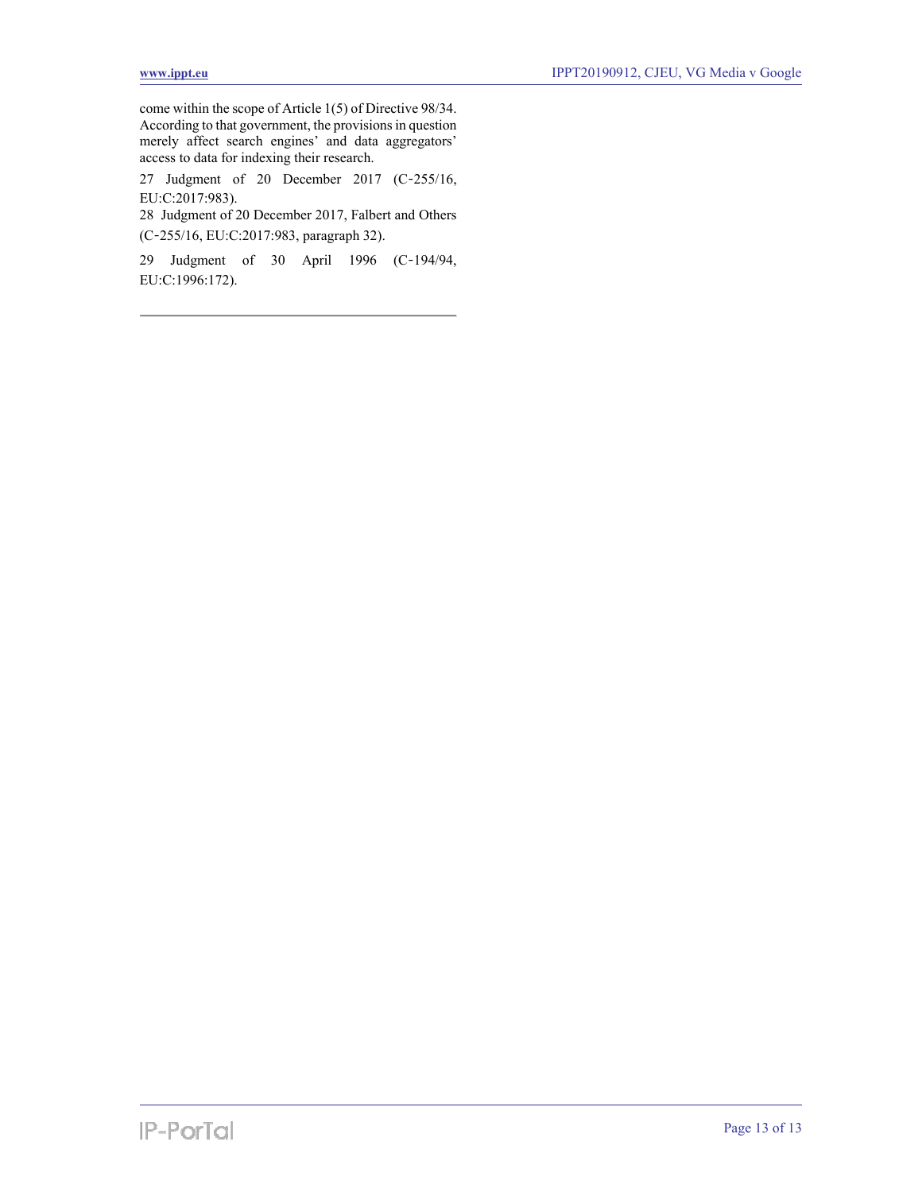come within the scope of Article 1(5) of Directive 98/34. According to that government, the provisions in question merely affect search engines' and data aggregators' access to data for indexing their research.

27 Judgment of 20 December 2017 (C‑255/16, EU:C:2017:983).

28 Judgment of 20 December 2017, Falbert and Others (C‑255/16, EU:C:2017:983, paragraph 32).

29 Judgment of 30 April 1996 (C‑194/94, EU:C:1996:172).